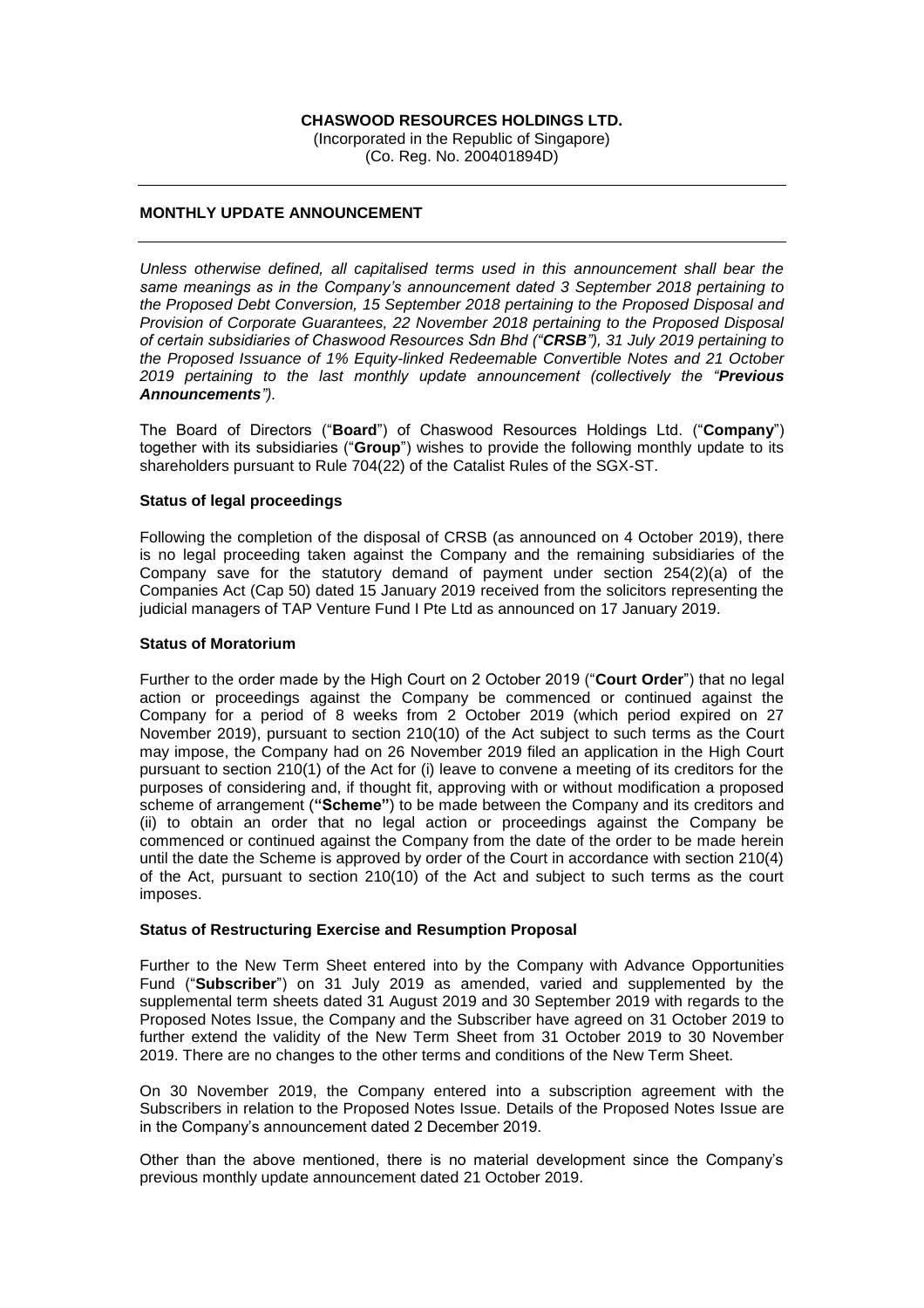**CHASWOOD RESOURCES HOLDINGS LTD.**
(Incorporated in the Republic of Singapore)
(Co. Reg. No. 200401894D)

---

**MONTHLY UPDATE ANNOUNCEMENT**

---

*Unless otherwise defined, all capitalised terms used in this announcement shall bear the same meanings as in the Company's announcement dated 3 September 2018 pertaining to the Proposed Debt Conversion, 15 September 2018 pertaining to the Proposed Disposal and Provision of Corporate Guarantees, 22 November 2018 pertaining to the Proposed Disposal of certain subsidiaries of Chaswood Resources Sdn Bhd ("**CRSB**"), 31 July 2019 pertaining to the Proposed Issuance of 1% Equity-linked Redeemable Convertible Notes and 21 October 2019 pertaining to the last monthly update announcement (collectively the "**Previous Announcements**").*

The Board of Directors ("**Board**") of Chaswood Resources Holdings Ltd. ("**Company**") together with its subsidiaries ("**Group**") wishes to provide the following monthly update to its shareholders pursuant to Rule 704(22) of the Catalist Rules of the SGX-ST.

**Status of legal proceedings**

Following the completion of the disposal of CRSB (as announced on 4 October 2019), there is no legal proceeding taken against the Company and the remaining subsidiaries of the Company save for the statutory demand of payment under section 254(2)(a) of the Companies Act (Cap 50) dated 15 January 2019 received from the solicitors representing the judicial managers of TAP Venture Fund I Pte Ltd as announced on 17 January 2019.

**Status of Moratorium**

Further to the order made by the High Court on 2 October 2019 ("**Court Order**") that no legal action or proceedings against the Company be commenced or continued against the Company for a period of 8 weeks from 2 October 2019 (which period expired on 27 November 2019), pursuant to section 210(10) of the Act subject to such terms as the Court may impose, the Company had on 26 November 2019 filed an application in the High Court pursuant to section 210(1) of the Act for (i) leave to convene a meeting of its creditors for the purposes of considering and, if thought fit, approving with or without modification a proposed scheme of arrangement (**"Scheme"**) to be made between the Company and its creditors and (ii) to obtain an order that no legal action or proceedings against the Company be commenced or continued against the Company from the date of the order to be made herein until the date the Scheme is approved by order of the Court in accordance with section 210(4) of the Act, pursuant to section 210(10) of the Act and subject to such terms as the court imposes.

**Status of Restructuring Exercise and Resumption Proposal**

Further to the New Term Sheet entered into by the Company with Advance Opportunities Fund ("**Subscriber**") on 31 July 2019 as amended, varied and supplemented by the supplemental term sheets dated 31 August 2019 and 30 September 2019 with regards to the Proposed Notes Issue, the Company and the Subscriber have agreed on 31 October 2019 to further extend the validity of the New Term Sheet from 31 October 2019 to 30 November 2019. There are no changes to the other terms and conditions of the New Term Sheet.

On 30 November 2019, the Company entered into a subscription agreement with the Subscribers in relation to the Proposed Notes Issue. Details of the Proposed Notes Issue are in the Company's announcement dated 2 December 2019.

Other than the above mentioned, there is no material development since the Company's previous monthly update announcement dated 21 October 2019.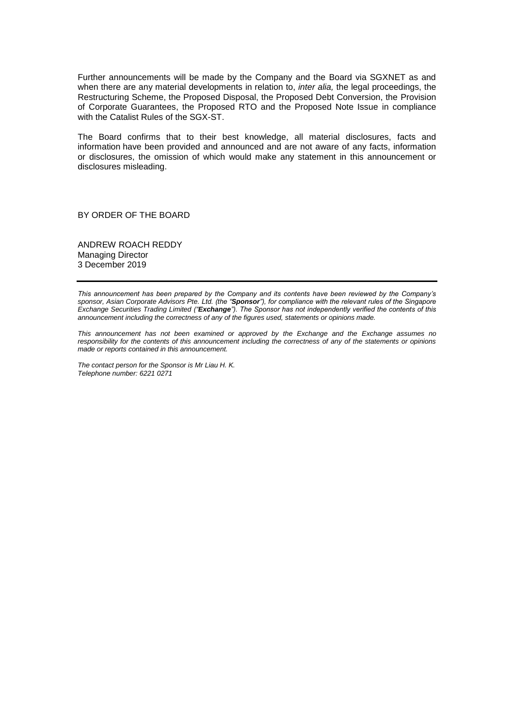Further announcements will be made by the Company and the Board via SGXNET as and when there are any material developments in relation to, *inter alia,* the legal proceedings, the Restructuring Scheme, the Proposed Disposal, the Proposed Debt Conversion, the Provision of Corporate Guarantees, the Proposed RTO and the Proposed Note Issue in compliance with the Catalist Rules of the SGX-ST.

The Board confirms that to their best knowledge, all material disclosures, facts and information have been provided and announced and are not aware of any facts, information or disclosures, the omission of which would make any statement in this announcement or disclosures misleading.

BY ORDER OF THE BOARD

ANDREW ROACH REDDY
Managing Director
3 December 2019

---

*This announcement has been prepared by the Company and its contents have been reviewed by the Company's sponsor, Asian Corporate Advisors Pte. Ltd. (the "**Sponsor**"), for compliance with the relevant rules of the Singapore Exchange Securities Trading Limited ("**Exchange**"). The Sponsor has not independently verified the contents of this announcement including the correctness of any of the figures used, statements or opinions made.*

*This announcement has not been examined or approved by the Exchange and the Exchange assumes no responsibility for the contents of this announcement including the correctness of any of the statements or opinions made or reports contained in this announcement.*

*The contact person for the Sponsor is Mr Liau H. K.*
*Telephone number: 6221 0271*